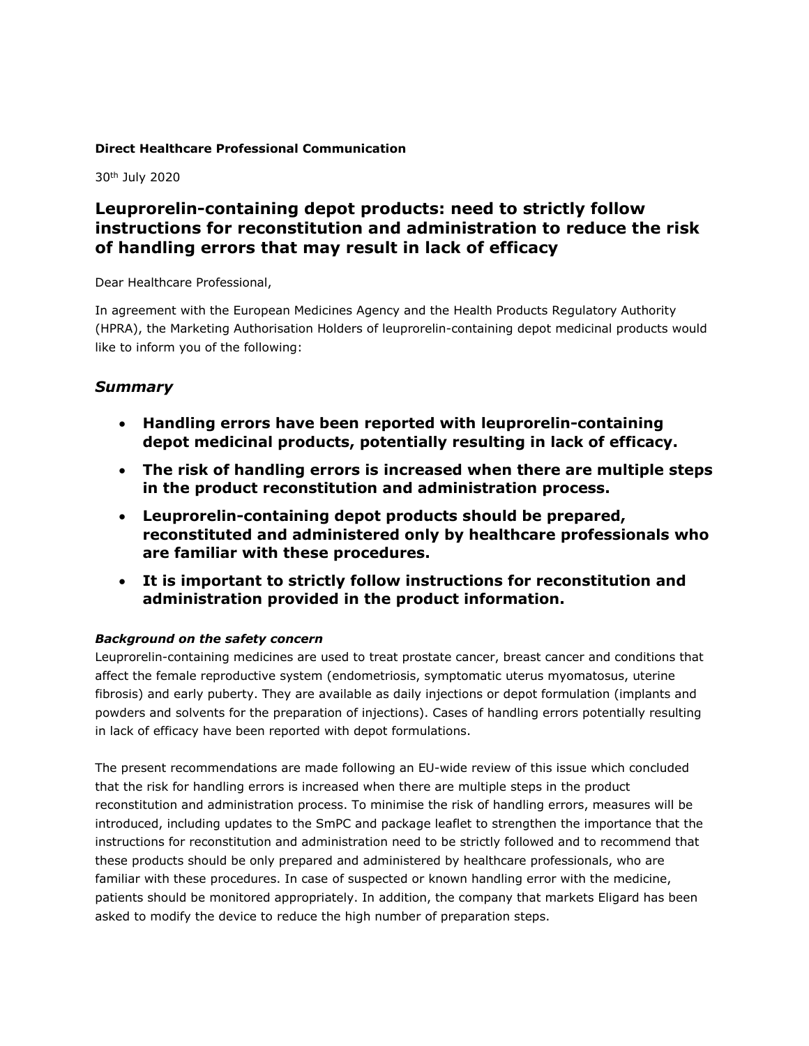**Direct Healthcare Professional Communication**

30th July 2020

## Leuprorelin-containing depot products: need to strictly follow instructions for reconstitution and administration to reduce the risk of handling errors that may result in lack of efficacy

Dear Healthcare Professional,

In agreement with the European Medicines Agency and the Health Products Regulatory Authority (HPRA), the Marketing Authorisation Holders of leuprorelin-containing depot medicinal products would like to inform you of the following:

### *Summary*

- **Handling errors have been reported with leuprorelin-containing depot medicinal products, potentially resulting in lack of efficacy.**
- **The risk of handling errors is increased when there are multiple steps in the product reconstitution and administration process.**
- **Leuprorelin-containing depot products should be prepared, reconstituted and administered only by healthcare professionals who are familiar with these procedures.**
- **It is important to strictly follow instructions for reconstitution and administration provided in the product information.**

***Background on the safety concern***

Leuprorelin-containing medicines are used to treat prostate cancer, breast cancer and conditions that affect the female reproductive system (endometriosis, symptomatic uterus myomatosus, uterine fibrosis) and early puberty. They are available as daily injections or depot formulation (implants and powders and solvents for the preparation of injections). Cases of handling errors potentially resulting in lack of efficacy have been reported with depot formulations.

The present recommendations are made following an EU-wide review of this issue which concluded that the risk for handling errors is increased when there are multiple steps in the product reconstitution and administration process. To minimise the risk of handling errors, measures will be introduced, including updates to the SmPC and package leaflet to strengthen the importance that the instructions for reconstitution and administration need to be strictly followed and to recommend that these products should be only prepared and administered by healthcare professionals, who are familiar with these procedures. In case of suspected or known handling error with the medicine, patients should be monitored appropriately. In addition, the company that markets Eligard has been asked to modify the device to reduce the high number of preparation steps.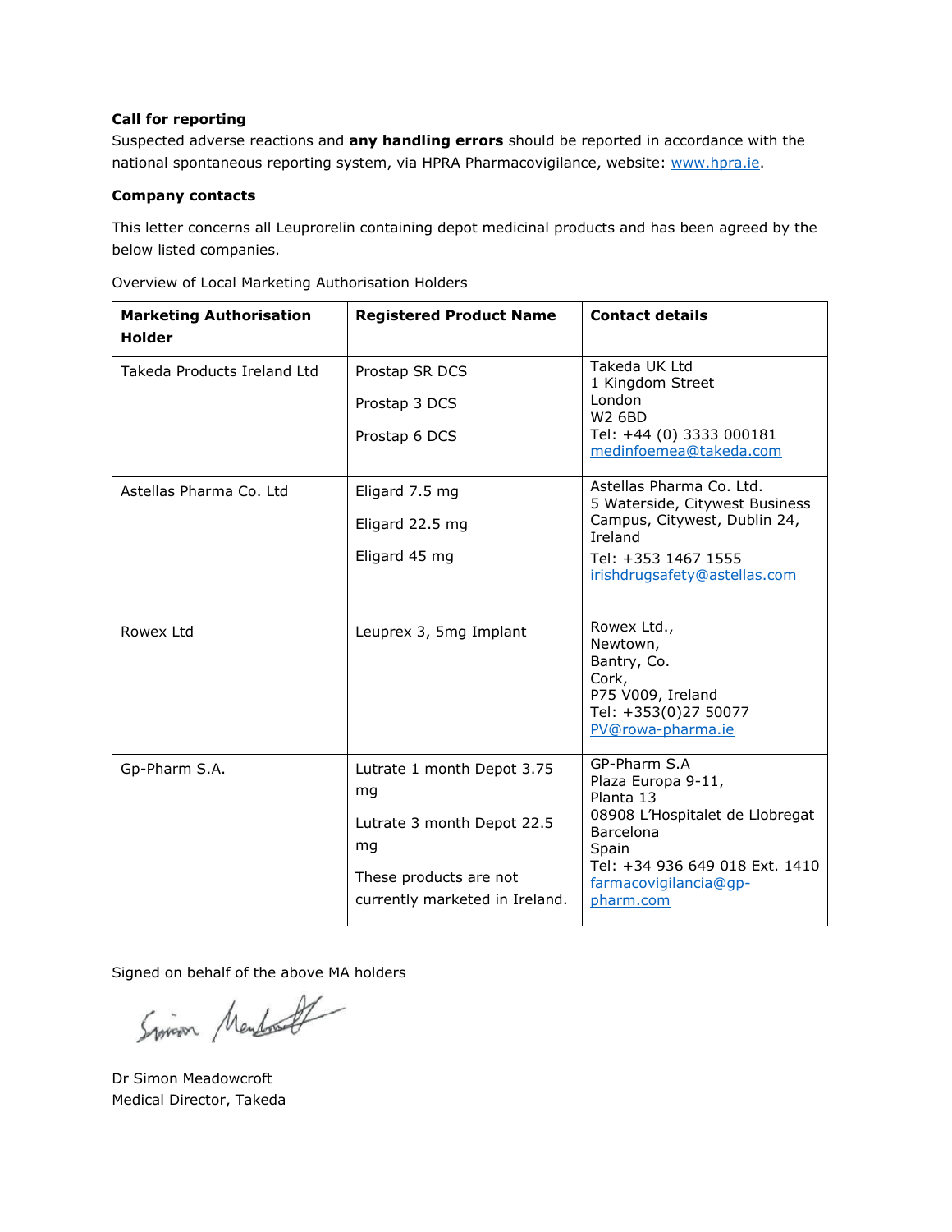**Call for reporting**

Suspected adverse reactions and **any handling errors** should be reported in accordance with the national spontaneous reporting system, via HPRA Pharmacovigilance, website: www.hpra.ie.

**Company contacts**

This letter concerns all Leuprorelin containing depot medicinal products and has been agreed by the below listed companies.

Overview of Local Marketing Authorisation Holders

| Marketing Authorisation Holder | Registered Product Name | Contact details |
|---|---|---|
| Takeda Products Ireland Ltd | Prostap SR DCS<br>Prostap 3 DCS<br>Prostap 6 DCS | Takeda UK Ltd<br>1 Kingdom Street<br>London<br>W2 6BD<br>Tel: +44 (0) 3333 000181<br>medinfoemea@takeda.com |
| Astellas Pharma Co. Ltd | Eligard 7.5 mg<br>Eligard 22.5 mg<br>Eligard 45 mg | Astellas Pharma Co. Ltd.<br>5 Waterside, Citywest Business Campus, Citywest, Dublin 24, Ireland<br>Tel: +353 1467 1555<br>irishdrugsafety@astellas.com |
| Rowex Ltd | Leuprex 3, 5mg Implant | Rowex Ltd.,<br>Newtown,<br>Bantry, Co.<br>Cork,<br>P75 V009, Ireland<br>Tel: +353(0)27 50077<br>PV@rowa-pharma.ie |
| Gp-Pharm S.A. | Lutrate 1 month Depot 3.75 mg<br>Lutrate 3 month Depot 22.5 mg<br>These products are not currently marketed in Ireland. | GP-Pharm S.A<br>Plaza Europa 9-11,<br>Planta 13<br>08908 L'Hospitalet de Llobregat<br>Barcelona<br>Spain<br>Tel: +34 936 649 018 Ext. 1410<br>farmacovigilancia@gp-pharm.com |

Signed on behalf of the above MA holders

Dr Simon Meadowcroft
Medical Director, Takeda